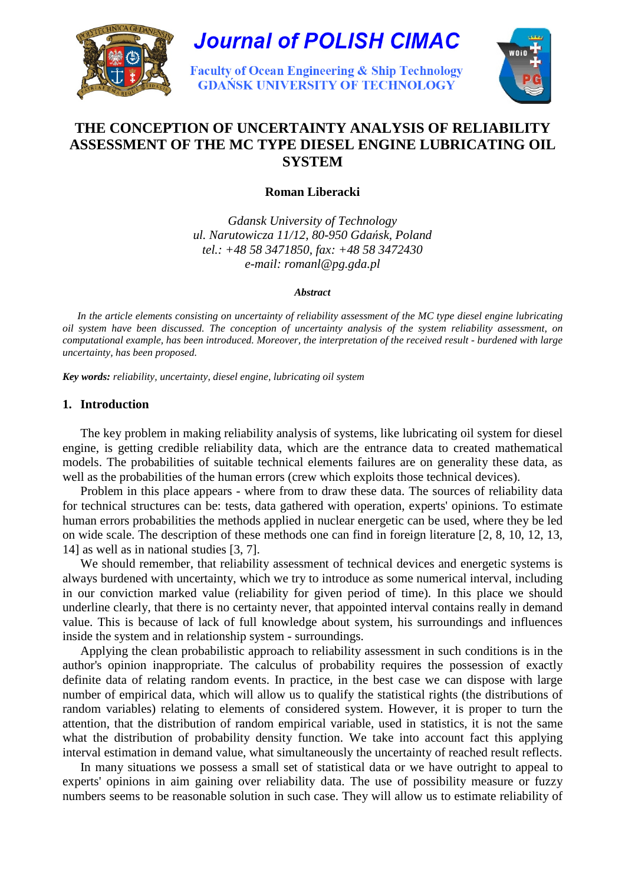# Journal of POLISH CIMAC

Faculty of Ocean Engineering & Ship Technology
GDAŃSK UNIVERSITY OF TECHNOLOGY

## THE CONCEPTION OF UNCERTAINTY ANALYSIS OF RELIABILITY ASSESSMENT OF THE MC TYPE DIESEL ENGINE LUBRICATING OIL SYSTEM

**Roman Liberacki**

*Gdansk University of Technology*
*ul. Narutowicza 11/12, 80-950 Gdańsk, Poland*
*tel.: +48 58 3471850, fax: +48 58 3472430*
*e-mail: romanl@pg.gda.pl*

***Abstract***

*In the article elements consisting on uncertainty of reliability assessment of the MC type diesel engine lubricating oil system have been discussed. The conception of uncertainty analysis of the system reliability assessment, on computational example, has been introduced. Moreover, the interpretation of the received result - burdened with large uncertainty, has been proposed.*

***Key words:*** *reliability, uncertainty, diesel engine, lubricating oil system*

## 1. Introduction

The key problem in making reliability analysis of systems, like lubricating oil system for diesel engine, is getting credible reliability data, which are the entrance data to created mathematical models. The probabilities of suitable technical elements failures are on generality these data, as well as the probabilities of the human errors (crew which exploits those technical devices).

Problem in this place appears - where from to draw these data. The sources of reliability data for technical structures can be: tests, data gathered with operation, experts' opinions. To estimate human errors probabilities the methods applied in nuclear energetic can be used, where they be led on wide scale. The description of these methods one can find in foreign literature [2, 8, 10, 12, 13, 14] as well as in national studies [3, 7].

We should remember, that reliability assessment of technical devices and energetic systems is always burdened with uncertainty, which we try to introduce as some numerical interval, including in our conviction marked value (reliability for given period of time). In this place we should underline clearly, that there is no certainty never, that appointed interval contains really in demand value. This is because of lack of full knowledge about system, his surroundings and influences inside the system and in relationship system - surroundings.

Applying the clean probabilistic approach to reliability assessment in such conditions is in the author's opinion inappropriate. The calculus of probability requires the possession of exactly definite data of relating random events. In practice, in the best case we can dispose with large number of empirical data, which will allow us to qualify the statistical rights (the distributions of random variables) relating to elements of considered system. However, it is proper to turn the attention, that the distribution of random empirical variable, used in statistics, it is not the same what the distribution of probability density function. We take into account fact this applying interval estimation in demand value, what simultaneously the uncertainty of reached result reflects.

In many situations we possess a small set of statistical data or we have outright to appeal to experts' opinions in aim gaining over reliability data. The use of possibility measure or fuzzy numbers seems to be reasonable solution in such case. They will allow us to estimate reliability of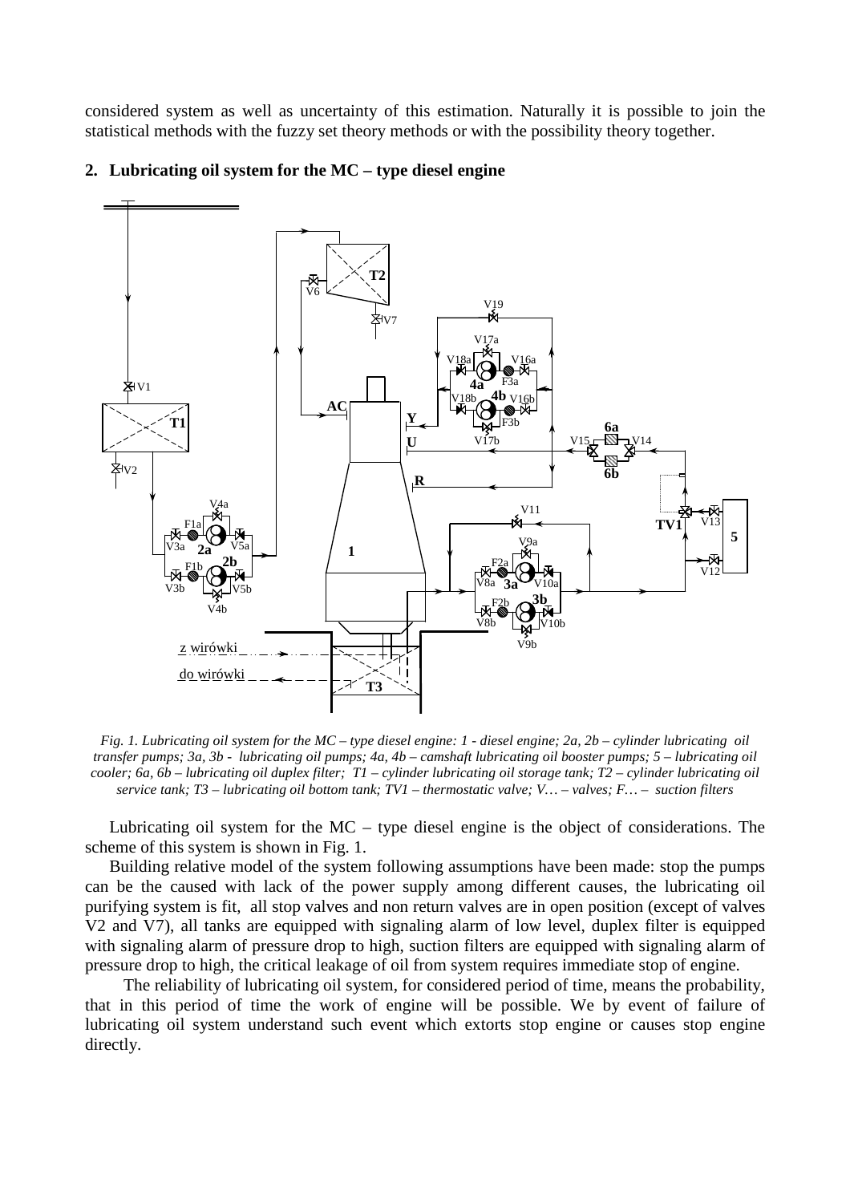considered system as well as uncertainty of this estimation. Naturally it is possible to join the statistical methods with the fuzzy set theory methods or with the possibility theory together.

## 2. Lubricating oil system for the MC – type diesel engine

*Fig. 1. Lubricating oil system for the MC – type diesel engine: 1 - diesel engine; 2a, 2b – cylinder lubricating oil transfer pumps; 3a, 3b - lubricating oil pumps; 4a, 4b – camshaft lubricating oil booster pumps; 5 – lubricating oil cooler; 6a, 6b – lubricating oil duplex filter; T1 – cylinder lubricating oil storage tank; T2 – cylinder lubricating oil service tank; T3 – lubricating oil bottom tank; TV1 – thermostatic valve; V… – valves; F… – suction filters*

Lubricating oil system for the MC – type diesel engine is the object of considerations. The scheme of this system is shown in Fig. 1.

Building relative model of the system following assumptions have been made: stop the pumps can be the caused with lack of the power supply among different causes, the lubricating oil purifying system is fit, all stop valves and non return valves are in open position (except of valves V2 and V7), all tanks are equipped with signaling alarm of low level, duplex filter is equipped with signaling alarm of pressure drop to high, suction filters are equipped with signaling alarm of pressure drop to high, the critical leakage of oil from system requires immediate stop of engine.

The reliability of lubricating oil system, for considered period of time, means the probability, that in this period of time the work of engine will be possible. We by event of failure of lubricating oil system understand such event which extorts stop engine or causes stop engine directly.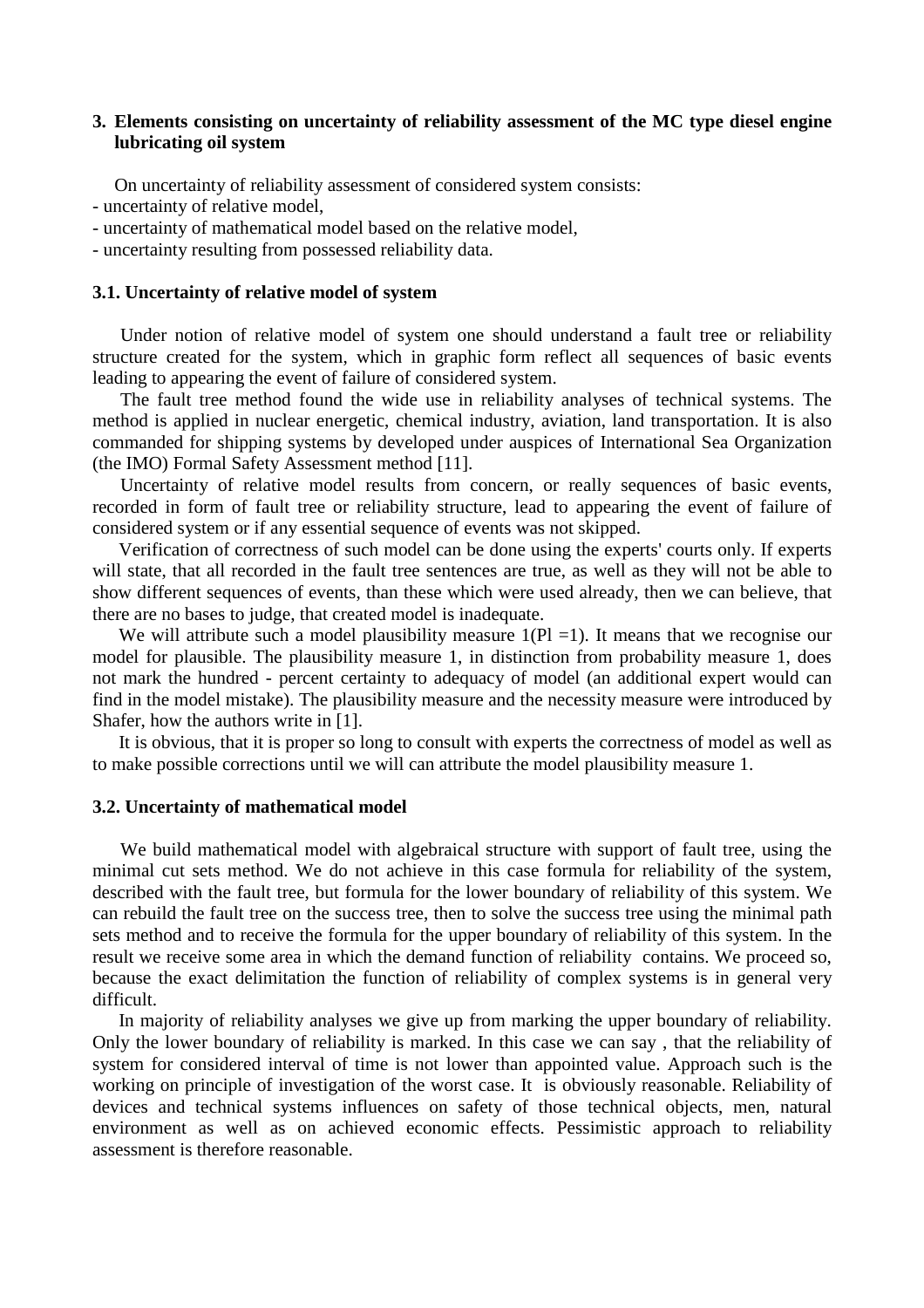## 3. Elements consisting on uncertainty of reliability assessment of the MC type diesel engine lubricating oil system

On uncertainty of reliability assessment of considered system consists:

- uncertainty of relative model,
- uncertainty of mathematical model based on the relative model,
- uncertainty resulting from possessed reliability data.

### 3.1. Uncertainty of relative model of system

Under notion of relative model of system one should understand a fault tree or reliability structure created for the system, which in graphic form reflect all sequences of basic events leading to appearing the event of failure of considered system.

The fault tree method found the wide use in reliability analyses of technical systems. The method is applied in nuclear energetic, chemical industry, aviation, land transportation. It is also commanded for shipping systems by developed under auspices of International Sea Organization (the IMO) Formal Safety Assessment method [11].

Uncertainty of relative model results from concern, or really sequences of basic events, recorded in form of fault tree or reliability structure, lead to appearing the event of failure of considered system or if any essential sequence of events was not skipped.

Verification of correctness of such model can be done using the experts' courts only. If experts will state, that all recorded in the fault tree sentences are true, as well as they will not be able to show different sequences of events, than these which were used already, then we can believe, that there are no bases to judge, that created model is inadequate.

We will attribute such a model plausibility measure 1(Pl =1). It means that we recognise our model for plausible. The plausibility measure 1, in distinction from probability measure 1, does not mark the hundred - percent certainty to adequacy of model (an additional expert would can find in the model mistake). The plausibility measure and the necessity measure were introduced by Shafer, how the authors write in [1].

It is obvious, that it is proper so long to consult with experts the correctness of model as well as to make possible corrections until we will can attribute the model plausibility measure 1.

### 3.2. Uncertainty of mathematical model

We build mathematical model with algebraical structure with support of fault tree, using the minimal cut sets method. We do not achieve in this case formula for reliability of the system, described with the fault tree, but formula for the lower boundary of reliability of this system. We can rebuild the fault tree on the success tree, then to solve the success tree using the minimal path sets method and to receive the formula for the upper boundary of reliability of this system. In the result we receive some area in which the demand function of reliability contains. We proceed so, because the exact delimitation the function of reliability of complex systems is in general very difficult.

In majority of reliability analyses we give up from marking the upper boundary of reliability. Only the lower boundary of reliability is marked. In this case we can say , that the reliability of system for considered interval of time is not lower than appointed value. Approach such is the working on principle of investigation of the worst case. It is obviously reasonable. Reliability of devices and technical systems influences on safety of those technical objects, men, natural environment as well as on achieved economic effects. Pessimistic approach to reliability assessment is therefore reasonable.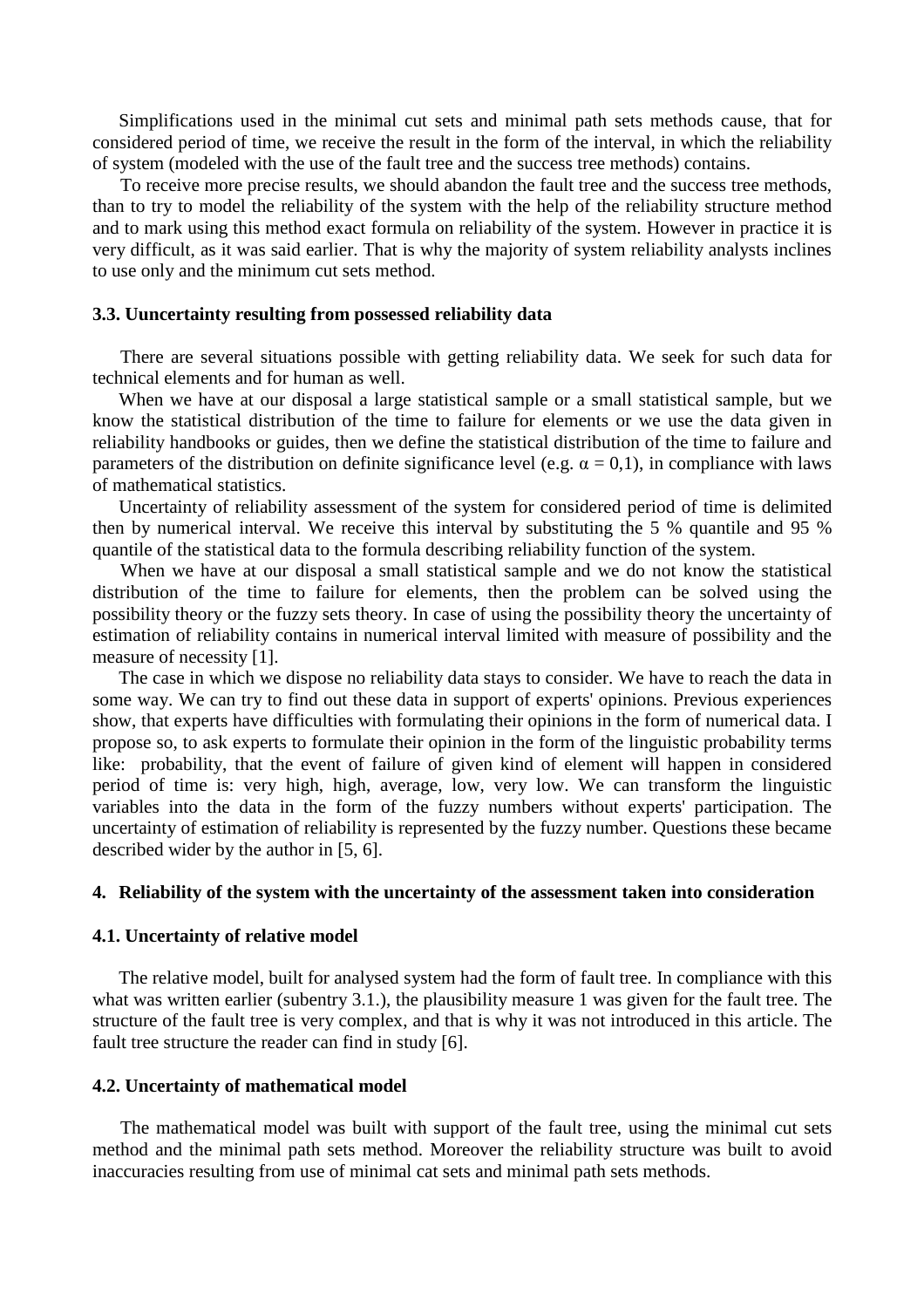Simplifications used in the minimal cut sets and minimal path sets methods cause, that for considered period of time, we receive the result in the form of the interval, in which the reliability of system (modeled with the use of the fault tree and the success tree methods) contains.

To receive more precise results, we should abandon the fault tree and the success tree methods, than to try to model the reliability of the system with the help of the reliability structure method and to mark using this method exact formula on reliability of the system. However in practice it is very difficult, as it was said earlier. That is why the majority of system reliability analysts inclines to use only and the minimum cut sets method.

### 3.3. Uuncertainty resulting from possessed reliability data

There are several situations possible with getting reliability data. We seek for such data for technical elements and for human as well.

When we have at our disposal a large statistical sample or a small statistical sample, but we know the statistical distribution of the time to failure for elements or we use the data given in reliability handbooks or guides, then we define the statistical distribution of the time to failure and parameters of the distribution on definite significance level (e.g. $\alpha = 0{,}1$), in compliance with laws of mathematical statistics.

Uncertainty of reliability assessment of the system for considered period of time is delimited then by numerical interval. We receive this interval by substituting the 5 % quantile and 95 % quantile of the statistical data to the formula describing reliability function of the system.

When we have at our disposal a small statistical sample and we do not know the statistical distribution of the time to failure for elements, then the problem can be solved using the possibility theory or the fuzzy sets theory. In case of using the possibility theory the uncertainty of estimation of reliability contains in numerical interval limited with measure of possibility and the measure of necessity [1].

The case in which we dispose no reliability data stays to consider. We have to reach the data in some way. We can try to find out these data in support of experts' opinions. Previous experiences show, that experts have difficulties with formulating their opinions in the form of numerical data. I propose so, to ask experts to formulate their opinion in the form of the linguistic probability terms like: probability, that the event of failure of given kind of element will happen in considered period of time is: very high, high, average, low, very low. We can transform the linguistic variables into the data in the form of the fuzzy numbers without experts' participation. The uncertainty of estimation of reliability is represented by the fuzzy number. Questions these became described wider by the author in [5, 6].

## 4. Reliability of the system with the uncertainty of the assessment taken into consideration

### 4.1. Uncertainty of relative model

The relative model, built for analysed system had the form of fault tree. In compliance with this what was written earlier (subentry 3.1.), the plausibility measure 1 was given for the fault tree. The structure of the fault tree is very complex, and that is why it was not introduced in this article. The fault tree structure the reader can find in study [6].

### 4.2. Uncertainty of mathematical model

The mathematical model was built with support of the fault tree, using the minimal cut sets method and the minimal path sets method. Moreover the reliability structure was built to avoid inaccuracies resulting from use of minimal cat sets and minimal path sets methods.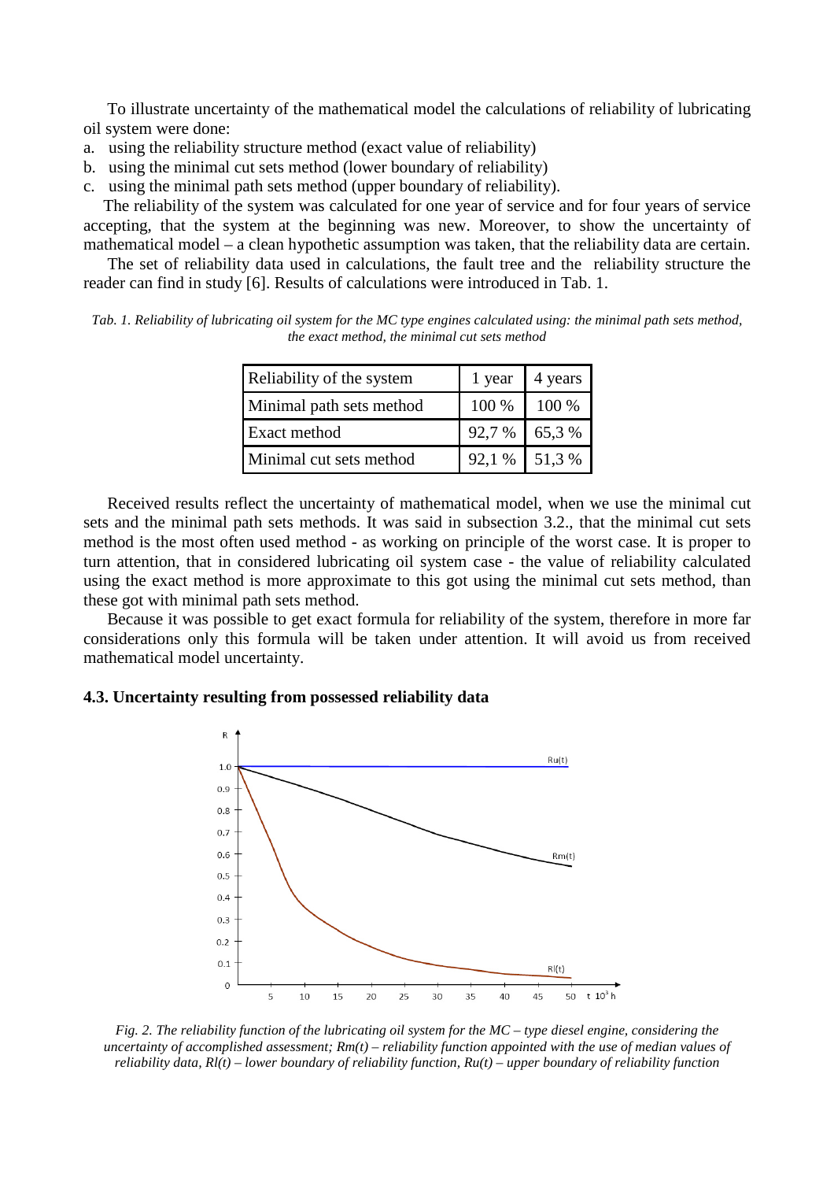To illustrate uncertainty of the mathematical model the calculations of reliability of lubricating oil system were done:

a. using the reliability structure method (exact value of reliability)
b. using the minimal cut sets method (lower boundary of reliability)
c. using the minimal path sets method (upper boundary of reliability).

The reliability of the system was calculated for one year of service and for four years of service accepting, that the system at the beginning was new. Moreover, to show the uncertainty of mathematical model – a clean hypothetic assumption was taken, that the reliability data are certain.

The set of reliability data used in calculations, the fault tree and the reliability structure the reader can find in study [6]. Results of calculations were introduced in Tab. 1.

*Tab. 1. Reliability of lubricating oil system for the MC type engines calculated using: the minimal path sets method, the exact method, the minimal cut sets method*

| Reliability of the system | 1 year | 4 years |
|---|---|---|
| Minimal path sets method | 100 % | 100 % |
| Exact method | 92,7 % | 65,3 % |
| Minimal cut sets method | 92,1 % | 51,3 % |

Received results reflect the uncertainty of mathematical model, when we use the minimal cut sets and the minimal path sets methods. It was said in subsection 3.2., that the minimal cut sets method is the most often used method - as working on principle of the worst case. It is proper to turn attention, that in considered lubricating oil system case - the value of reliability calculated using the exact method is more approximate to this got using the minimal cut sets method, than these got with minimal path sets method.

Because it was possible to get exact formula for reliability of the system, therefore in more far considerations only this formula will be taken under attention. It will avoid us from received mathematical model uncertainty.

### 4.3. Uncertainty resulting from possessed reliability data

*Fig. 2. The reliability function of the lubricating oil system for the MC – type diesel engine, considering the uncertainty of accomplished assessment; Rm(t) – reliability function appointed with the use of median values of reliability data, Rl(t) – lower boundary of reliability function, Ru(t) – upper boundary of reliability function*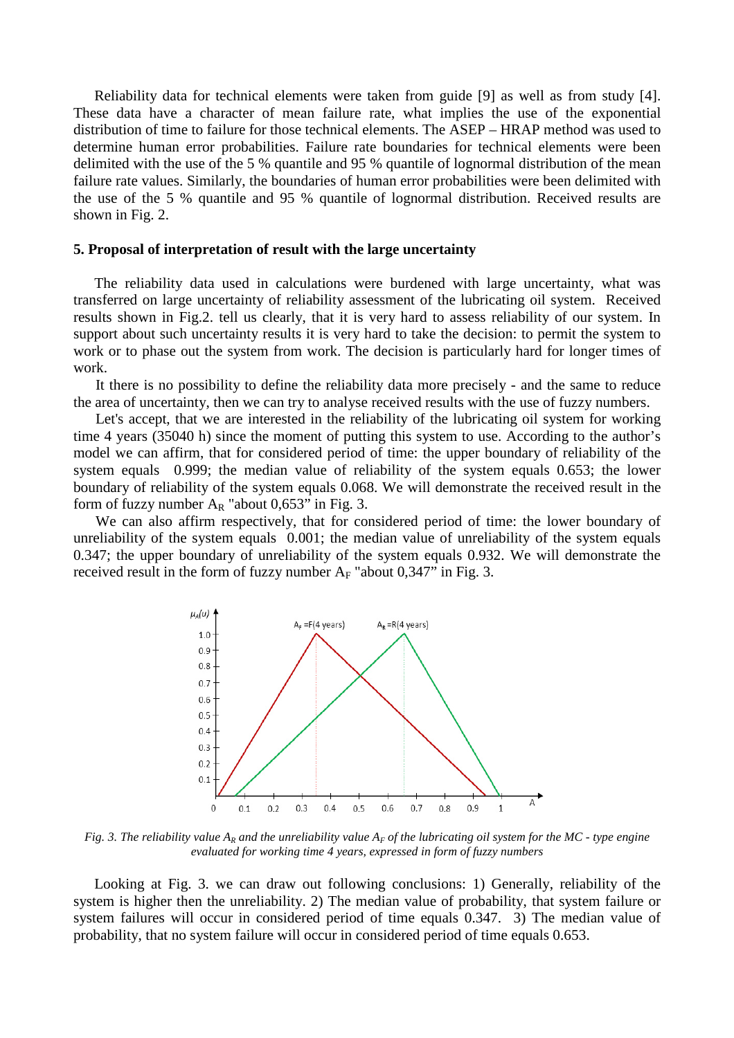Reliability data for technical elements were taken from guide [9] as well as from study [4]. These data have a character of mean failure rate, what implies the use of the exponential distribution of time to failure for those technical elements. The ASEP – HRAP method was used to determine human error probabilities. Failure rate boundaries for technical elements were been delimited with the use of the 5 % quantile and 95 % quantile of lognormal distribution of the mean failure rate values. Similarly, the boundaries of human error probabilities were been delimited with the use of the 5 % quantile and 95 % quantile of lognormal distribution. Received results are shown in Fig. 2.

## 5. Proposal of interpretation of result with the large uncertainty

The reliability data used in calculations were burdened with large uncertainty, what was transferred on large uncertainty of reliability assessment of the lubricating oil system. Received results shown in Fig.2. tell us clearly, that it is very hard to assess reliability of our system. In support about such uncertainty results it is very hard to take the decision: to permit the system to work or to phase out the system from work. The decision is particularly hard for longer times of work.

It there is no possibility to define the reliability data more precisely - and the same to reduce the area of uncertainty, then we can try to analyse received results with the use of fuzzy numbers.

Let's accept, that we are interested in the reliability of the lubricating oil system for working time 4 years (35040 h) since the moment of putting this system to use. According to the author's model we can affirm, that for considered period of time: the upper boundary of reliability of the system equals 0.999; the median value of reliability of the system equals 0.653; the lower boundary of reliability of the system equals 0.068. We will demonstrate the received result in the form of fuzzy number $A_R$ "about 0,653" in Fig. 3.

We can also affirm respectively, that for considered period of time: the lower boundary of unreliability of the system equals 0.001; the median value of unreliability of the system equals 0.347; the upper boundary of unreliability of the system equals 0.932. We will demonstrate the received result in the form of fuzzy number $A_F$ "about 0,347" in Fig. 3.

*Fig. 3. The reliability value $A_R$ and the unreliability value $A_F$ of the lubricating oil system for the MC - type engine evaluated for working time 4 years, expressed in form of fuzzy numbers*

Looking at Fig. 3. we can draw out following conclusions: 1) Generally, reliability of the system is higher then the unreliability. 2) The median value of probability, that system failure or system failures will occur in considered period of time equals 0.347. 3) The median value of probability, that no system failure will occur in considered period of time equals 0.653.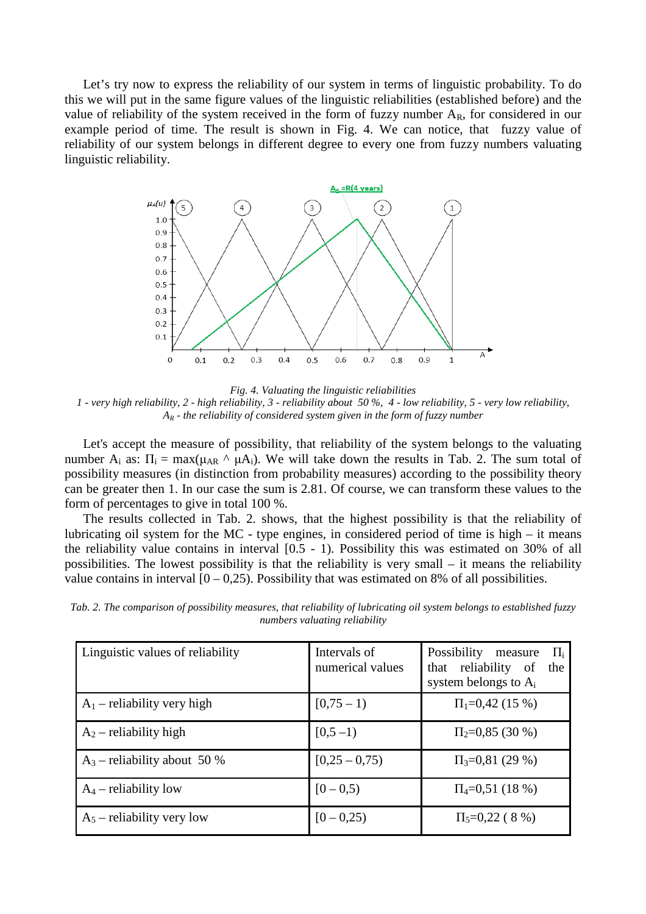Let's try now to express the reliability of our system in terms of linguistic probability. To do this we will put in the same figure values of the linguistic reliabilities (established before) and the value of reliability of the system received in the form of fuzzy number $A_R$, for considered in our example period of time. The result is shown in Fig. 4. We can notice, that fuzzy value of reliability of our system belongs in different degree to every one from fuzzy numbers valuating linguistic reliability.

*Fig. 4. Valuating the linguistic reliabilities*

*1 - very high reliability, 2 - high reliability, 3 - reliability about 50 %, 4 - low reliability, 5 - very low reliability, $A_R$ - the reliability of considered system given in the form of fuzzy number*

Let's accept the measure of possibility, that reliability of the system belongs to the valuating number $A_i$ as: $\Pi_i = \max(\mu_{AR} \wedge \mu A_i)$. We will take down the results in Tab. 2. The sum total of possibility measures (in distinction from probability measures) according to the possibility theory can be greater then 1. In our case the sum is 2.81. Of course, we can transform these values to the form of percentages to give in total 100 %.

The results collected in Tab. 2. shows, that the highest possibility is that the reliability of lubricating oil system for the MC - type engines, in considered period of time is high – it means the reliability value contains in interval [0.5 - 1). Possibility this was estimated on 30% of all possibilities. The lowest possibility is that the reliability is very small – it means the reliability value contains in interval [0 – 0,25). Possibility that was estimated on 8% of all possibilities.

*Tab. 2. The comparison of possibility measures, that reliability of lubricating oil system belongs to established fuzzy numbers valuating reliability*

| Linguistic values of reliability | Intervals of numerical values | Possibility measure $\Pi_i$ that reliability of the system belongs to $A_i$ |
|---|---|---|
| $A_1$ – reliability very high | [0,75 – 1) | $\Pi_1$=0,42 (15 %) |
| $A_2$ – reliability high | [0,5 –1) | $\Pi_2$=0,85 (30 %) |
| $A_3$ – reliability about 50 % | [0,25 – 0,75) | $\Pi_3$=0,81 (29 %) |
| $A_4$ – reliability low | [0 – 0,5) | $\Pi_4$=0,51 (18 %) |
| $A_5$ – reliability very low | [0 – 0,25) | $\Pi_5$=0,22 ( 8 %) |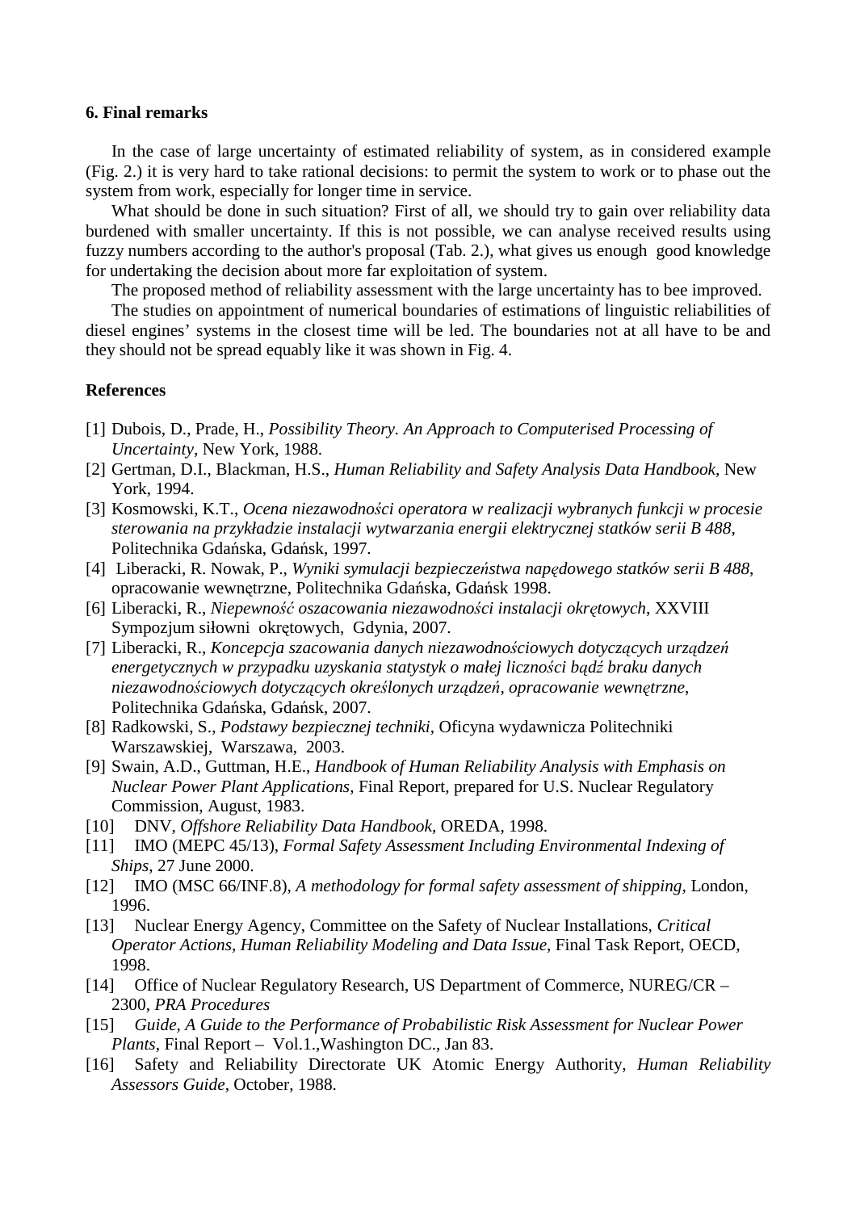## 6. Final remarks

In the case of large uncertainty of estimated reliability of system, as in considered example (Fig. 2.) it is very hard to take rational decisions: to permit the system to work or to phase out the system from work, especially for longer time in service.

What should be done in such situation? First of all, we should try to gain over reliability data burdened with smaller uncertainty. If this is not possible, we can analyse received results using fuzzy numbers according to the author's proposal (Tab. 2.), what gives us enough good knowledge for undertaking the decision about more far exploitation of system.

The proposed method of reliability assessment with the large uncertainty has to bee improved.

The studies on appointment of numerical boundaries of estimations of linguistic reliabilities of diesel engines' systems in the closest time will be led. The boundaries not at all have to be and they should not be spread equably like it was shown in Fig. 4.

## References

[1] Dubois, D., Prade, H., *Possibility Theory. An Approach to Computerised Processing of Uncertainty*, New York, 1988.

[2] Gertman, D.I., Blackman, H.S., *Human Reliability and Safety Analysis Data Handbook*, New York, 1994.

[3] Kosmowski, K.T., *Ocena niezawodności operatora w realizacji wybranych funkcji w procesie sterowania na przykładzie instalacji wytwarzania energii elektrycznej statków serii B 488*, Politechnika Gdańska, Gdańsk, 1997.

[4] Liberacki, R. Nowak, P., *Wyniki symulacji bezpieczeństwa napędowego statków serii B 488*, opracowanie wewnętrzne, Politechnika Gdańska, Gdańsk 1998.

[6] Liberacki, R., *Niepewność oszacowania niezawodności instalacji okrętowych*, XXVIII Sympozjum siłowni okrętowych, Gdynia, 2007.

[7] Liberacki, R., *Koncepcja szacowania danych niezawodnościowych dotyczących urządzeń energetycznych w przypadku uzyskania statystyk o małej liczności bądź braku danych niezawodnościowych dotyczących określonych urządzeń, opracowanie wewnętrzne*, Politechnika Gdańska, Gdańsk, 2007.

[8] Radkowski, S., *Podstawy bezpiecznej techniki*, Oficyna wydawnicza Politechniki Warszawskiej, Warszawa, 2003.

[9] Swain, A.D., Guttman, H.E., *Handbook of Human Reliability Analysis with Emphasis on Nuclear Power Plant Applications*, Final Report, prepared for U.S. Nuclear Regulatory Commission, August, 1983.

[10] DNV, *Offshore Reliability Data Handbook*, OREDA, 1998.

[11] IMO (MEPC 45/13), *Formal Safety Assessment Including Environmental Indexing of Ships*, 27 June 2000.

[12] IMO (MSC 66/INF.8), *A methodology for formal safety assessment of shipping*, London, 1996.

[13] Nuclear Energy Agency, Committee on the Safety of Nuclear Installations, *Critical Operator Actions, Human Reliability Modeling and Data Issue*, Final Task Report, OECD, 1998.

[14] Office of Nuclear Regulatory Research, US Department of Commerce, NUREG/CR – 2300, *PRA Procedures*

[15] *Guide*, *A Guide to the Performance of Probabilistic Risk Assessment for Nuclear Power Plants*, Final Report – Vol.1.,Washington DC., Jan 83.

[16] Safety and Reliability Directorate UK Atomic Energy Authority, *Human Reliability Assessors Guide*, October, 1988.